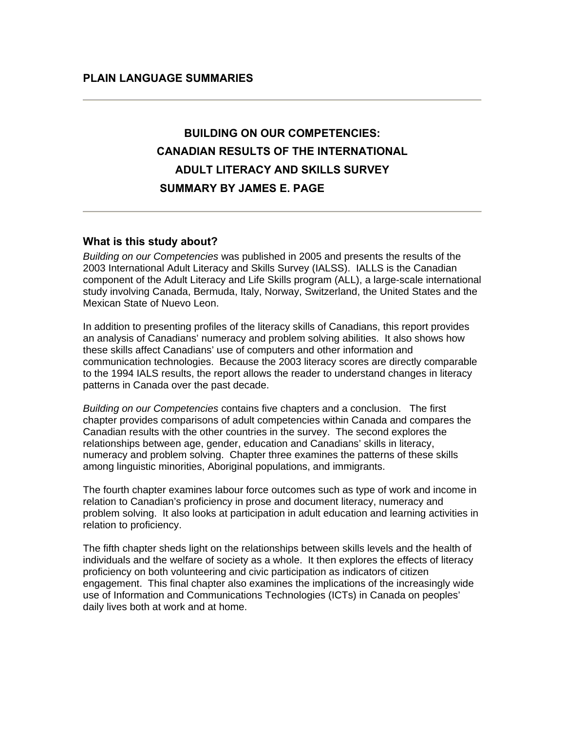## PLAIN LANGUAGE SUMMARIES

---

# BUILDING ON OUR COMPETENCIES: CANADIAN RESULTS OF THE INTERNATIONAL ADULT LITERACY AND SKILLS SURVEY

**SUMMARY BY JAMES E. PAGE**

---

### What is this study about?

*Building on our Competencies* was published in 2005 and presents the results of the 2003 International Adult Literacy and Skills Survey (IALSS). IALLS is the Canadian component of the Adult Literacy and Life Skills program (ALL), a large-scale international study involving Canada, Bermuda, Italy, Norway, Switzerland, the United States and the Mexican State of Nuevo Leon.

In addition to presenting profiles of the literacy skills of Canadians, this report provides an analysis of Canadians' numeracy and problem solving abilities. It also shows how these skills affect Canadians' use of computers and other information and communication technologies. Because the 2003 literacy scores are directly comparable to the 1994 IALS results, the report allows the reader to understand changes in literacy patterns in Canada over the past decade.

*Building on our Competencies* contains five chapters and a conclusion. The first chapter provides comparisons of adult competencies within Canada and compares the Canadian results with the other countries in the survey. The second explores the relationships between age, gender, education and Canadians' skills in literacy, numeracy and problem solving. Chapter three examines the patterns of these skills among linguistic minorities, Aboriginal populations, and immigrants.

The fourth chapter examines labour force outcomes such as type of work and income in relation to Canadian's proficiency in prose and document literacy, numeracy and problem solving. It also looks at participation in adult education and learning activities in relation to proficiency.

The fifth chapter sheds light on the relationships between skills levels and the health of individuals and the welfare of society as a whole. It then explores the effects of literacy proficiency on both volunteering and civic participation as indicators of citizen engagement. This final chapter also examines the implications of the increasingly wide use of Information and Communications Technologies (ICTs) in Canada on peoples' daily lives both at work and at home.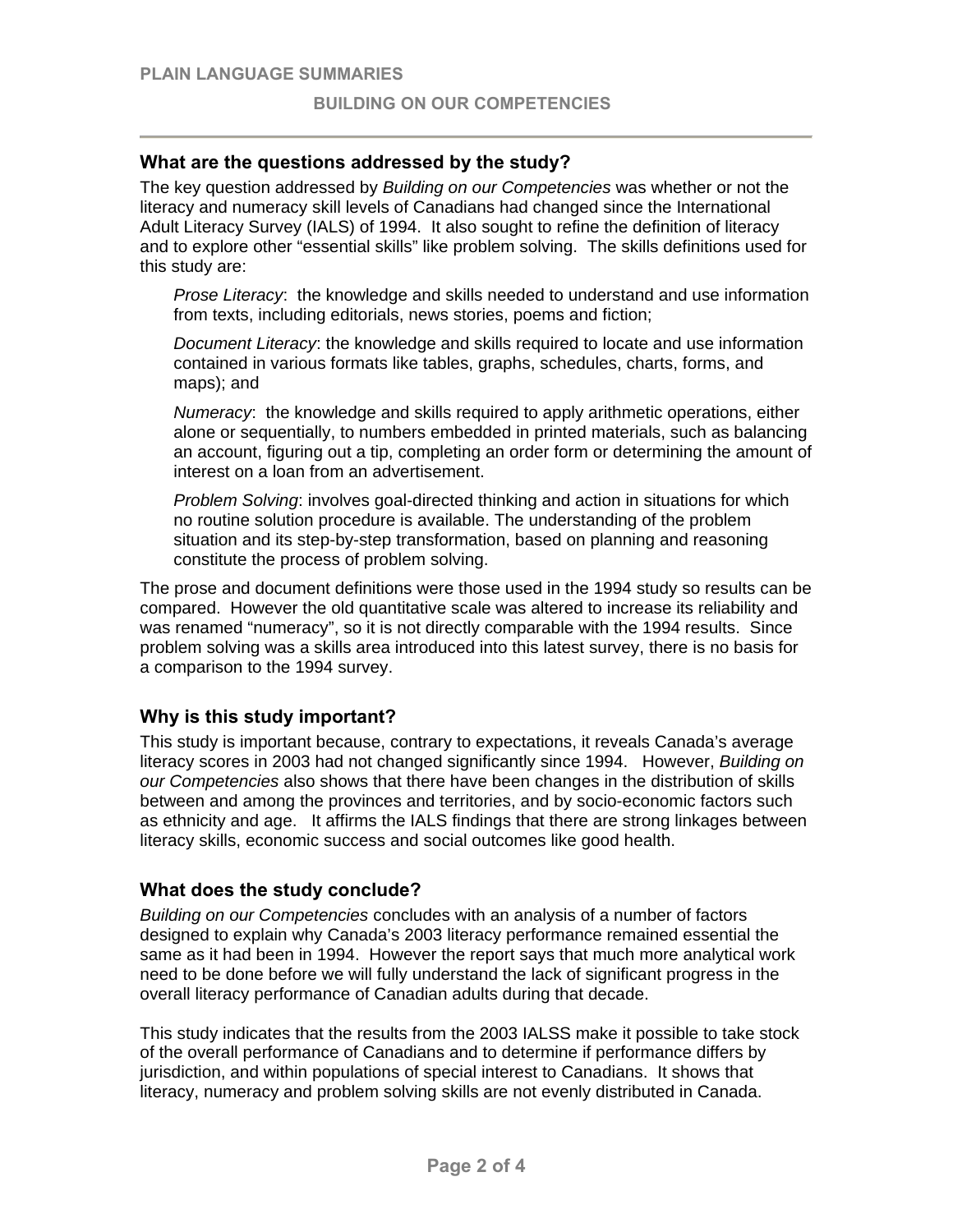## What are the questions addressed by the study?

The key question addressed by *Building on our Competencies* was whether or not the literacy and numeracy skill levels of Canadians had changed since the International Adult Literacy Survey (IALS) of 1994. It also sought to refine the definition of literacy and to explore other "essential skills" like problem solving. The skills definitions used for this study are:

*Prose Literacy*: the knowledge and skills needed to understand and use information from texts, including editorials, news stories, poems and fiction;

*Document Literacy*: the knowledge and skills required to locate and use information contained in various formats like tables, graphs, schedules, charts, forms, and maps); and

*Numeracy*: the knowledge and skills required to apply arithmetic operations, either alone or sequentially, to numbers embedded in printed materials, such as balancing an account, figuring out a tip, completing an order form or determining the amount of interest on a loan from an advertisement.

*Problem Solving*: involves goal-directed thinking and action in situations for which no routine solution procedure is available. The understanding of the problem situation and its step-by-step transformation, based on planning and reasoning constitute the process of problem solving.

The prose and document definitions were those used in the 1994 study so results can be compared. However the old quantitative scale was altered to increase its reliability and was renamed "numeracy", so it is not directly comparable with the 1994 results. Since problem solving was a skills area introduced into this latest survey, there is no basis for a comparison to the 1994 survey.

## Why is this study important?

This study is important because, contrary to expectations, it reveals Canada's average literacy scores in 2003 had not changed significantly since 1994. However, *Building on our Competencies* also shows that there have been changes in the distribution of skills between and among the provinces and territories, and by socio-economic factors such as ethnicity and age. It affirms the IALS findings that there are strong linkages between literacy skills, economic success and social outcomes like good health.

## What does the study conclude?

*Building on our Competencies* concludes with an analysis of a number of factors designed to explain why Canada's 2003 literacy performance remained essential the same as it had been in 1994. However the report says that much more analytical work need to be done before we will fully understand the lack of significant progress in the overall literacy performance of Canadian adults during that decade.

This study indicates that the results from the 2003 IALSS make it possible to take stock of the overall performance of Canadians and to determine if performance differs by jurisdiction, and within populations of special interest to Canadians. It shows that literacy, numeracy and problem solving skills are not evenly distributed in Canada.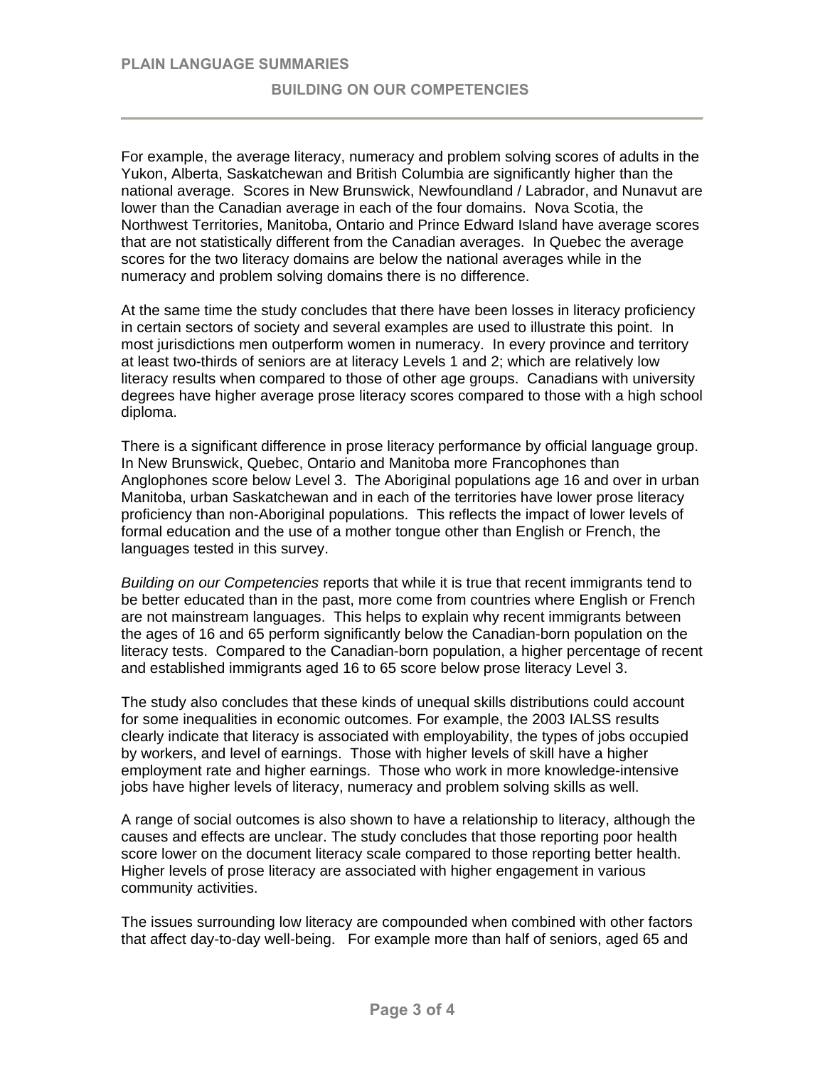For example, the average literacy, numeracy and problem solving scores of adults in the Yukon, Alberta, Saskatchewan and British Columbia are significantly higher than the national average. Scores in New Brunswick, Newfoundland / Labrador, and Nunavut are lower than the Canadian average in each of the four domains. Nova Scotia, the Northwest Territories, Manitoba, Ontario and Prince Edward Island have average scores that are not statistically different from the Canadian averages. In Quebec the average scores for the two literacy domains are below the national averages while in the numeracy and problem solving domains there is no difference.

At the same time the study concludes that there have been losses in literacy proficiency in certain sectors of society and several examples are used to illustrate this point. In most jurisdictions men outperform women in numeracy. In every province and territory at least two-thirds of seniors are at literacy Levels 1 and 2; which are relatively low literacy results when compared to those of other age groups. Canadians with university degrees have higher average prose literacy scores compared to those with a high school diploma.

There is a significant difference in prose literacy performance by official language group. In New Brunswick, Quebec, Ontario and Manitoba more Francophones than Anglophones score below Level 3. The Aboriginal populations age 16 and over in urban Manitoba, urban Saskatchewan and in each of the territories have lower prose literacy proficiency than non-Aboriginal populations. This reflects the impact of lower levels of formal education and the use of a mother tongue other than English or French, the languages tested in this survey.

*Building on our Competencies* reports that while it is true that recent immigrants tend to be better educated than in the past, more come from countries where English or French are not mainstream languages. This helps to explain why recent immigrants between the ages of 16 and 65 perform significantly below the Canadian-born population on the literacy tests. Compared to the Canadian-born population, a higher percentage of recent and established immigrants aged 16 to 65 score below prose literacy Level 3.

The study also concludes that these kinds of unequal skills distributions could account for some inequalities in economic outcomes. For example, the 2003 IALSS results clearly indicate that literacy is associated with employability, the types of jobs occupied by workers, and level of earnings. Those with higher levels of skill have a higher employment rate and higher earnings. Those who work in more knowledge-intensive jobs have higher levels of literacy, numeracy and problem solving skills as well.

A range of social outcomes is also shown to have a relationship to literacy, although the causes and effects are unclear. The study concludes that those reporting poor health score lower on the document literacy scale compared to those reporting better health. Higher levels of prose literacy are associated with higher engagement in various community activities.

The issues surrounding low literacy are compounded when combined with other factors that affect day-to-day well-being. For example more than half of seniors, aged 65 and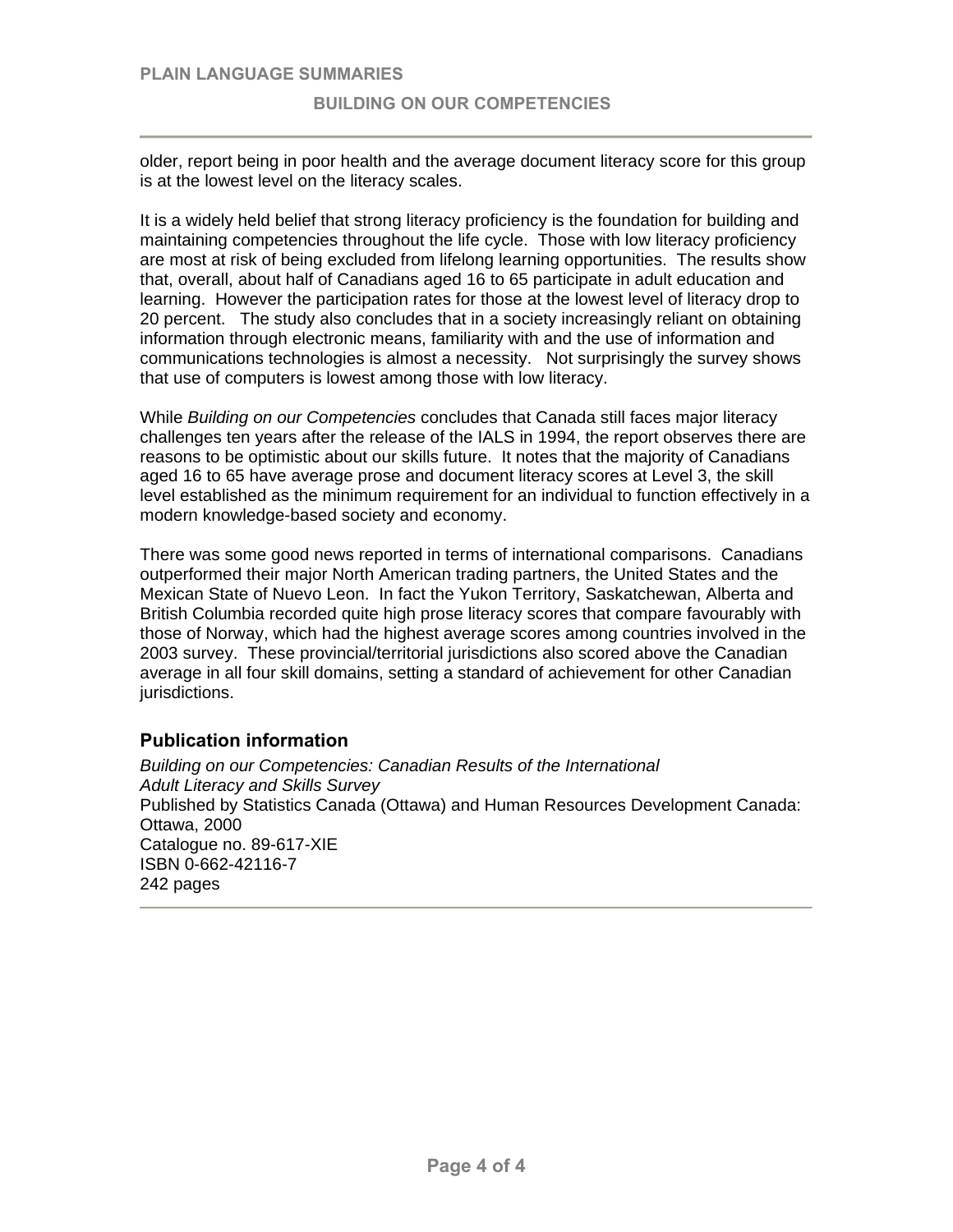older, report being in poor health and the average document literacy score for this group is at the lowest level on the literacy scales.

It is a widely held belief that strong literacy proficiency is the foundation for building and maintaining competencies throughout the life cycle. Those with low literacy proficiency are most at risk of being excluded from lifelong learning opportunities. The results show that, overall, about half of Canadians aged 16 to 65 participate in adult education and learning. However the participation rates for those at the lowest level of literacy drop to 20 percent. The study also concludes that in a society increasingly reliant on obtaining information through electronic means, familiarity with and the use of information and communications technologies is almost a necessity. Not surprisingly the survey shows that use of computers is lowest among those with low literacy.

While *Building on our Competencies* concludes that Canada still faces major literacy challenges ten years after the release of the IALS in 1994, the report observes there are reasons to be optimistic about our skills future. It notes that the majority of Canadians aged 16 to 65 have average prose and document literacy scores at Level 3, the skill level established as the minimum requirement for an individual to function effectively in a modern knowledge-based society and economy.

There was some good news reported in terms of international comparisons. Canadians outperformed their major North American trading partners, the United States and the Mexican State of Nuevo Leon. In fact the Yukon Territory, Saskatchewan, Alberta and British Columbia recorded quite high prose literacy scores that compare favourably with those of Norway, which had the highest average scores among countries involved in the 2003 survey. These provincial/territorial jurisdictions also scored above the Canadian average in all four skill domains, setting a standard of achievement for other Canadian jurisdictions.

## Publication information

*Building on our Competencies: Canadian Results of the International Adult Literacy and Skills Survey*
Published by Statistics Canada (Ottawa) and Human Resources Development Canada: Ottawa, 2000
Catalogue no. 89-617-XIE
ISBN 0-662-42116-7
242 pages